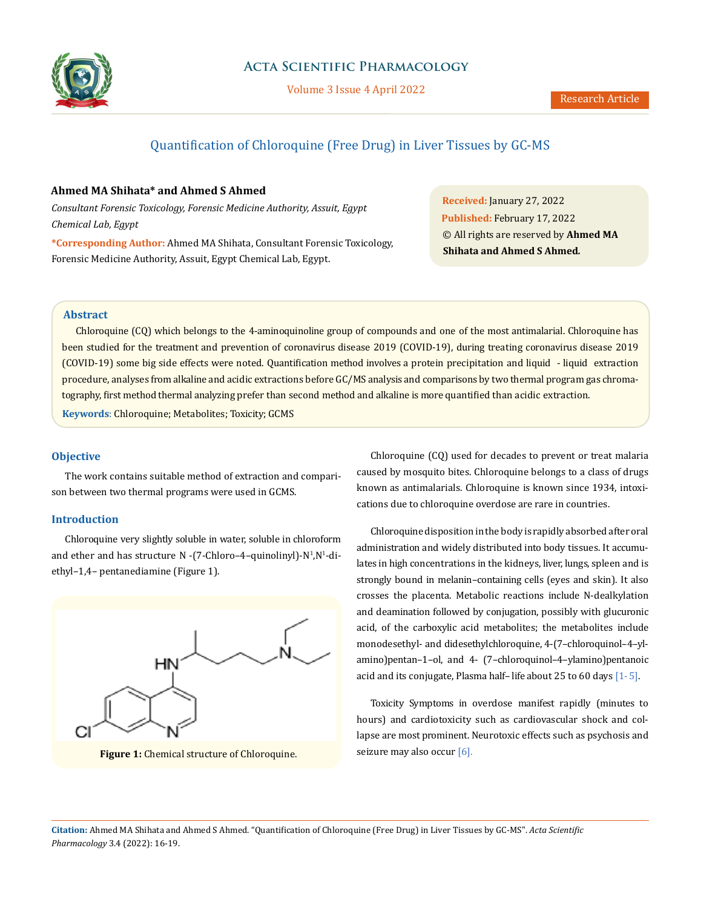# Quantification of Chloroquine (Free Drug) in Liver Tissues by GC-MS

**Ahmed MA Shihata\* and Ahmed S Ahmed**

*Consultant Forensic Toxicology, Forensic Medicine Authority, Assuit, Egypt Chemical Lab, Egypt*

**\*Corresponding Author:** Ahmed MA Shihata, Consultant Forensic Toxicology, Forensic Medicine Authority, Assuit, Egypt Chemical Lab, Egypt.

**Received:** January 27, 2022
**Published:** February 17, 2022
© All rights are reserved by **Ahmed MA Shihata and Ahmed S Ahmed.**

## Abstract

Chloroquine (CQ) which belongs to the 4-aminoquinoline group of compounds and one of the most antimalarial. Chloroquine has been studied for the treatment and prevention of coronavirus disease 2019 (COVID-19), during treating coronavirus disease 2019 (COVID-19) some big side effects were noted. Quantification method involves a protein precipitation and liquid - liquid extraction procedure, analyses from alkaline and acidic extractions before GC/MS analysis and comparisons by two thermal program gas chromatography, first method thermal analyzing prefer than second method and alkaline is more quantified than acidic extraction.

**Keywords**: Chloroquine; Metabolites; Toxicity; GCMS

## Objective

The work contains suitable method of extraction and comparison between two thermal programs were used in GCMS.

## Introduction

Chloroquine very slightly soluble in water, soluble in chloroform and ether and has structure N -(7-Chloro–4–quinolinyl)-N[1],N[1]-diethyl–1,4– pentanediamine (Figure 1).

**Figure 1:** Chemical structure of Chloroquine.

Chloroquine (CQ) used for decades to prevent or treat malaria caused by mosquito bites. Chloroquine belongs to a class of drugs known as antimalarials. Chloroquine is known since 1934, intoxications due to chloroquine overdose are rare in countries.

Chloroquine disposition in the body is rapidly absorbed after oral administration and widely distributed into body tissues. It accumulates in high concentrations in the kidneys, liver, lungs, spleen and is strongly bound in melanin–containing cells (eyes and skin). It also crosses the placenta. Metabolic reactions include N-dealkylation and deamination followed by conjugation, possibly with glucuronic acid, of the carboxylic acid metabolites; the metabolites include monodesethyl- and didesethylchloroquine, 4-(7–chloroquinol–4–ylamino)pentan–1–ol, and 4- (7–chloroquinol–4–ylamino)pentanoic acid and its conjugate, Plasma half– life about 25 to 60 days [1- 5].

Toxicity Symptoms in overdose manifest rapidly (minutes to hours) and cardiotoxicity such as cardiovascular shock and collapse are most prominent. Neurotoxic effects such as psychosis and seizure may also occur [6].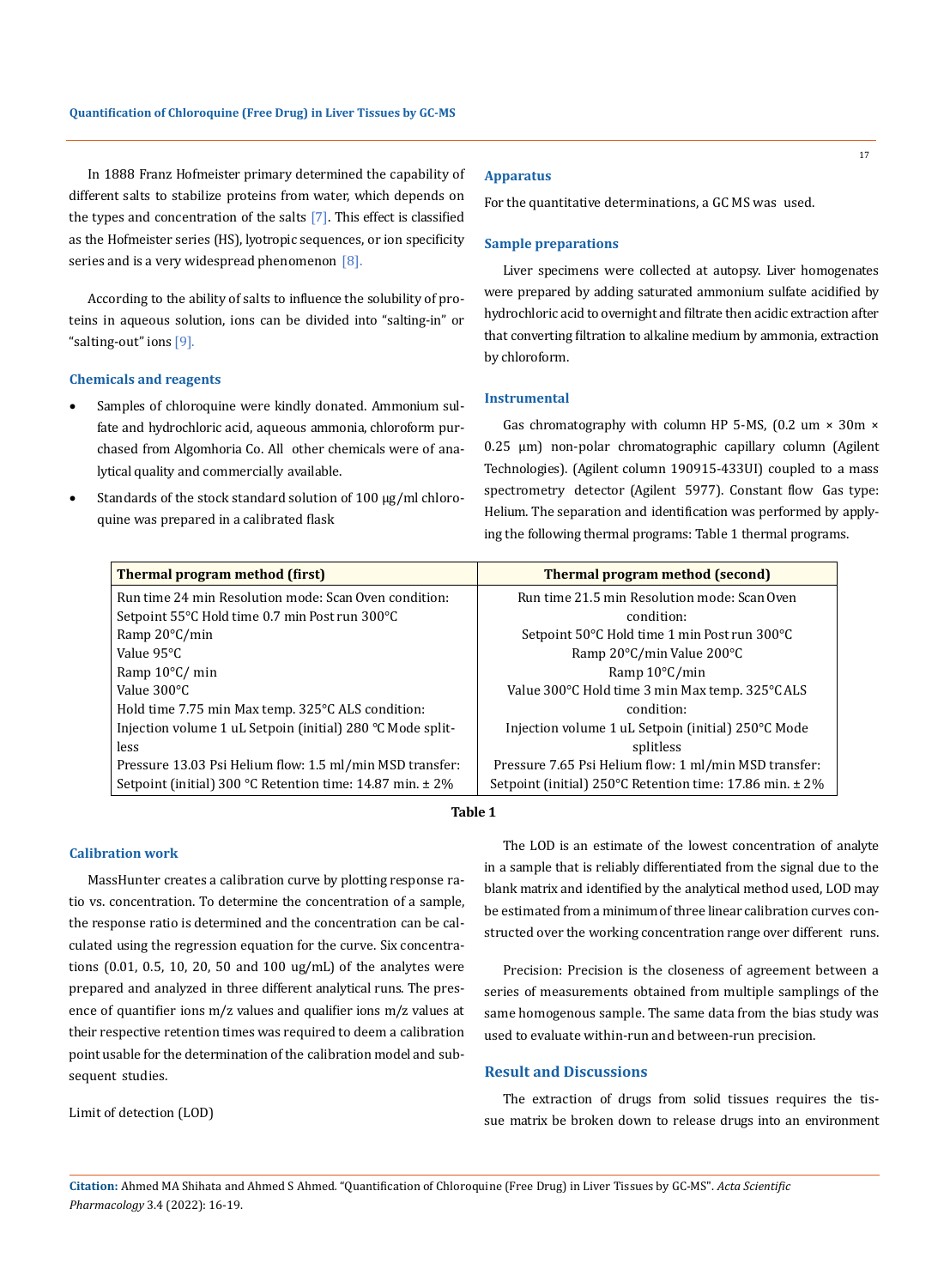In 1888 Franz Hofmeister primary determined the capability of different salts to stabilize proteins from water, which depends on the types and concentration of the salts [7]. This effect is classified as the Hofmeister series (HS), lyotropic sequences, or ion specificity series and is a very widespread phenomenon [8].

According to the ability of salts to influence the solubility of proteins in aqueous solution, ions can be divided into "salting-in" or "salting-out" ions [9].

### Chemicals and reagents

- Samples of chloroquine were kindly donated. Ammonium sulfate and hydrochloric acid, aqueous ammonia, chloroform purchased from Algomhoria Co. All other chemicals were of analytical quality and commercially available.
- Standards of the stock standard solution of 100 µg/ml chloroquine was prepared in a calibrated flask

### Apparatus

For the quantitative determinations, a GC MS was used.

### Sample preparations

Liver specimens were collected at autopsy. Liver homogenates were prepared by adding saturated ammonium sulfate acidified by hydrochloric acid to overnight and filtrate then acidic extraction after that converting filtration to alkaline medium by ammonia, extraction by chloroform.

### Instrumental

Gas chromatography with column HP 5-MS, (0.2 um × 30m × 0.25 µm) non-polar chromatographic capillary column (Agilent Technologies). (Agilent column 190915-433UI) coupled to a mass spectrometry detector (Agilent 5977). Constant flow Gas type: Helium. The separation and identification was performed by applying the following thermal programs: Table 1 thermal programs.

| Thermal program method (first) | Thermal program method (second) |
|---|---|
| Run time 24 min Resolution mode: Scan Oven condition: Setpoint 55°C Hold time 0.7 min Post run 300°C Ramp 20°C/min Value 95°C Ramp 10°C/ min Value 300°C Hold time 7.75 min Max temp. 325°C ALS condition: Injection volume 1 uL Setpoin (initial) 280 °C Mode splitless Pressure 13.03 Psi Helium flow: 1.5 ml/min MSD transfer: Setpoint (initial) 300 °C Retention time: 14.87 min. ± 2% | Run time 21.5 min Resolution mode: Scan Oven condition: Setpoint 50°C Hold time 1 min Post run 300°C Ramp 20°C/min Value 200°C Ramp 10°C/min Value 300°C Hold time 3 min Max temp. 325°C ALS condition: Injection volume 1 uL Setpoin (initial) 250°C Mode splitless Pressure 7.65 Psi Helium flow: 1 ml/min MSD transfer: Setpoint (initial) 250°C Retention time: 17.86 min. ± 2% |

**Table 1**

### Calibration work

MassHunter creates a calibration curve by plotting response ratio vs. concentration. To determine the concentration of a sample, the response ratio is determined and the concentration can be calculated using the regression equation for the curve. Six concentrations (0.01, 0.5, 10, 20, 50 and 100 ug/mL) of the analytes were prepared and analyzed in three different analytical runs. The presence of quantifier ions m/z values and qualifier ions m/z values at their respective retention times was required to deem a calibration point usable for the determination of the calibration model and subsequent studies.

Limit of detection (LOD)

The LOD is an estimate of the lowest concentration of analyte in a sample that is reliably differentiated from the signal due to the blank matrix and identified by the analytical method used, LOD may be estimated from a minimum of three linear calibration curves constructed over the working concentration range over different runs.

Precision: Precision is the closeness of agreement between a series of measurements obtained from multiple samplings of the same homogenous sample. The same data from the bias study was used to evaluate within-run and between-run precision.

## Result and Discussions

The extraction of drugs from solid tissues requires the tissue matrix be broken down to release drugs into an environment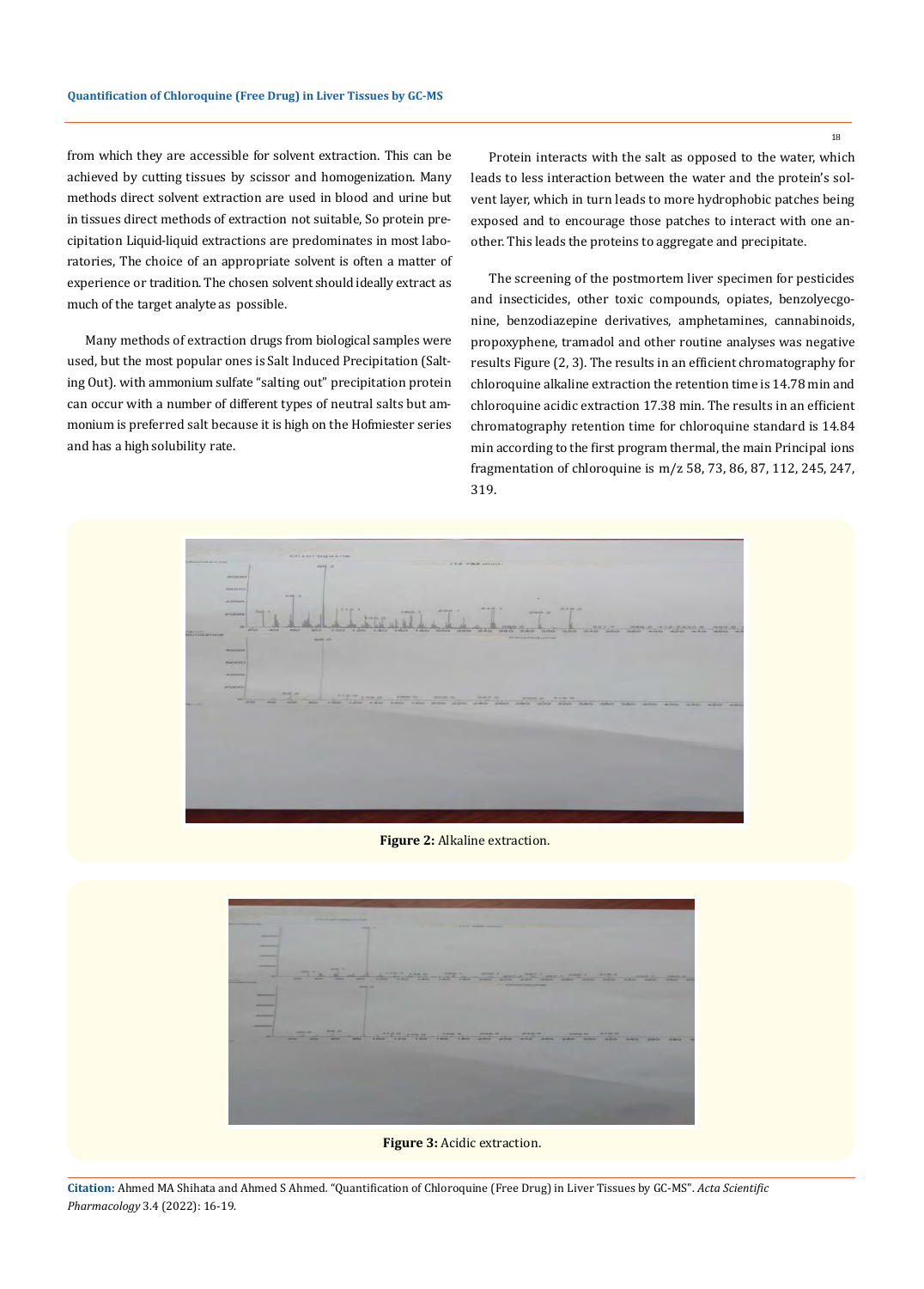from which they are accessible for solvent extraction. This can be achieved by cutting tissues by scissor and homogenization. Many methods direct solvent extraction are used in blood and urine but in tissues direct methods of extraction not suitable, So protein precipitation Liquid-liquid extractions are predominates in most laboratories, The choice of an appropriate solvent is often a matter of experience or tradition. The chosen solvent should ideally extract as much of the target analyte as possible.

Many methods of extraction drugs from biological samples were used, but the most popular ones is Salt Induced Precipitation (Salting Out). with ammonium sulfate "salting out" precipitation protein can occur with a number of different types of neutral salts but ammonium is preferred salt because it is high on the Hofmiester series and has a high solubility rate.

Protein interacts with the salt as opposed to the water, which leads to less interaction between the water and the protein's solvent layer, which in turn leads to more hydrophobic patches being exposed and to encourage those patches to interact with one another. This leads the proteins to aggregate and precipitate.

The screening of the postmortem liver specimen for pesticides and insecticides, other toxic compounds, opiates, benzolyecgonine, benzodiazepine derivatives, amphetamines, cannabinoids, propoxyphene, tramadol and other routine analyses was negative results Figure (2, 3). The results in an efficient chromatography for chloroquine alkaline extraction the retention time is 14.78 min and chloroquine acidic extraction 17.38 min. The results in an efficient chromatography retention time for chloroquine standard is 14.84 min according to the first program thermal, the main Principal ions fragmentation of chloroquine is m/z 58, 73, 86, 87, 112, 245, 247, 319.

**Figure 2:** Alkaline extraction.

**Figure 3:** Acidic extraction.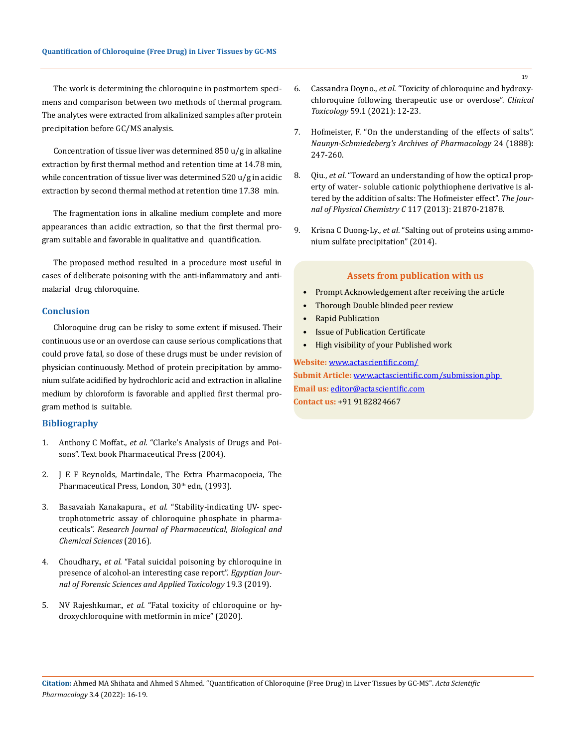The work is determining the chloroquine in postmortem specimens and comparison between two methods of thermal program. The analytes were extracted from alkalinized samples after protein precipitation before GC/MS analysis.

Concentration of tissue liver was determined 850 u/g in alkaline extraction by first thermal method and retention time at 14.78 min, while concentration of tissue liver was determined 520 u/g in acidic extraction by second thermal method at retention time 17.38 min.

The fragmentation ions in alkaline medium complete and more appearances than acidic extraction, so that the first thermal program suitable and favorable in qualitative and quantification.

The proposed method resulted in a procedure most useful in cases of deliberate poisoning with the anti-inflammatory and anti-malarial drug chloroquine.

## Conclusion

Chloroquine drug can be risky to some extent if misused. Their continuous use or an overdose can cause serious complications that could prove fatal, so dose of these drugs must be under revision of physician continuously. Method of protein precipitation by ammonium sulfate acidified by hydrochloric acid and extraction in alkaline medium by chloroform is favorable and applied first thermal program method is suitable.

## Bibliography

1. Anthony C Moffat., *et al*. "Clarke's Analysis of Drugs and Poisons". Text book Pharmaceutical Press (2004).
2. J E F Reynolds, Martindale, The Extra Pharmacopoeia, The Pharmaceutical Press, London, 30th edn, (1993).
3. Basavaiah Kanakapura., *et al.* "Stability-indicating UV- spectrophotometric assay of chloroquine phosphate in pharmaceuticals". *Research Journal of Pharmaceutical, Biological and Chemical Sciences* (2016).
4. Choudhary., *et al*. "Fatal suicidal poisoning by chloroquine in presence of alcohol-an interesting case report". *Egyptian Journal of Forensic Sciences and Applied Toxicology* 19.3 (2019).
5. NV Rajeshkumar., *et al.* "Fatal toxicity of chloroquine or hydroxychloroquine with metformin in mice" (2020).
6. Cassandra Doyno., *et al*. "Toxicity of chloroquine and hydroxychloroquine following therapeutic use or overdose". *Clinical Toxicology* 59.1 (2021): 12-23.
7. Hofmeister, F. "On the understanding of the effects of salts". *Naunyn-Schmiedeberg's Archives of Pharmacology* 24 (1888): 247-260.
8. Qiu., *et al*. "Toward an understanding of how the optical property of water- soluble cationic polythiophene derivative is altered by the addition of salts: The Hofmeister effect". *The Journal of Physical Chemistry C* 117 (2013): 21870-21878.
9. Krisna C Duong-Ly., *et al*. "Salting out of proteins using ammonium sulfate precipitation" (2014).

**Assets from publication with us**

- Prompt Acknowledgement after receiving the article
- Thorough Double blinded peer review
- Rapid Publication
- Issue of Publication Certificate
- High visibility of your Published work

**Website:** www.actascientific.com/
**Submit Article:** www.actascientific.com/submission.php
**Email us:** editor@actascientific.com
**Contact us:** +91 9182824667